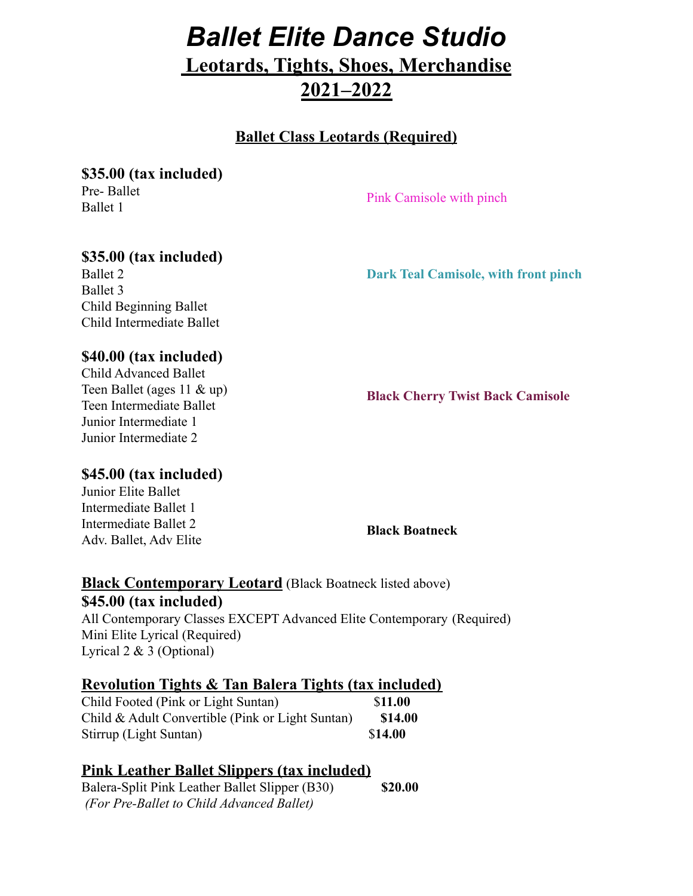# *Ballet Elite Dance Studio*

## Leotards, Tights, Shoes, Merchandise
## 2021–2022

### Ballet Class Leotards (Required)

**$35.00 (tax included)**
Pre- Ballet
Ballet 1

Pink Camisole with pinch

**$35.00 (tax included)**
Ballet 2
Ballet 3
Child Beginning Ballet
Child Intermediate Ballet

**Dark Teal Camisole, with front pinch**

**$40.00 (tax included)**
Child Advanced Ballet
Teen Ballet (ages 11 & up)
Teen Intermediate Ballet
Junior Intermediate 1
Junior Intermediate 2

**Black Cherry Twist Back Camisole**

**$45.00 (tax included)**
Junior Elite Ballet
Intermediate Ballet 1
Intermediate Ballet 2
Adv. Ballet, Adv Elite

**Black Boatneck**

**Black Contemporary Leotard** (Black Boatneck listed above)
**$45.00 (tax included)**
All Contemporary Classes EXCEPT Advanced Elite Contemporary (Required)
Mini Elite Lyrical (Required)
Lyrical 2 & 3 (Optional)

### Revolution Tights & Tan Balera Tights (tax included)

| Item | Price |
|---|---|
| Child Footed (Pink or Light Suntan) | $**11.00** |
| Child & Adult Convertible (Pink or Light Suntan) | **$14.00** |
| Stirrup (Light Suntan) | $**14.00** |

### Pink Leather Ballet Slippers (tax included)

| Item | Price |
|---|---|
| Balera-Split Pink Leather Ballet Slipper (B30) | **$20.00** |

*(For Pre-Ballet to Child Advanced Ballet)*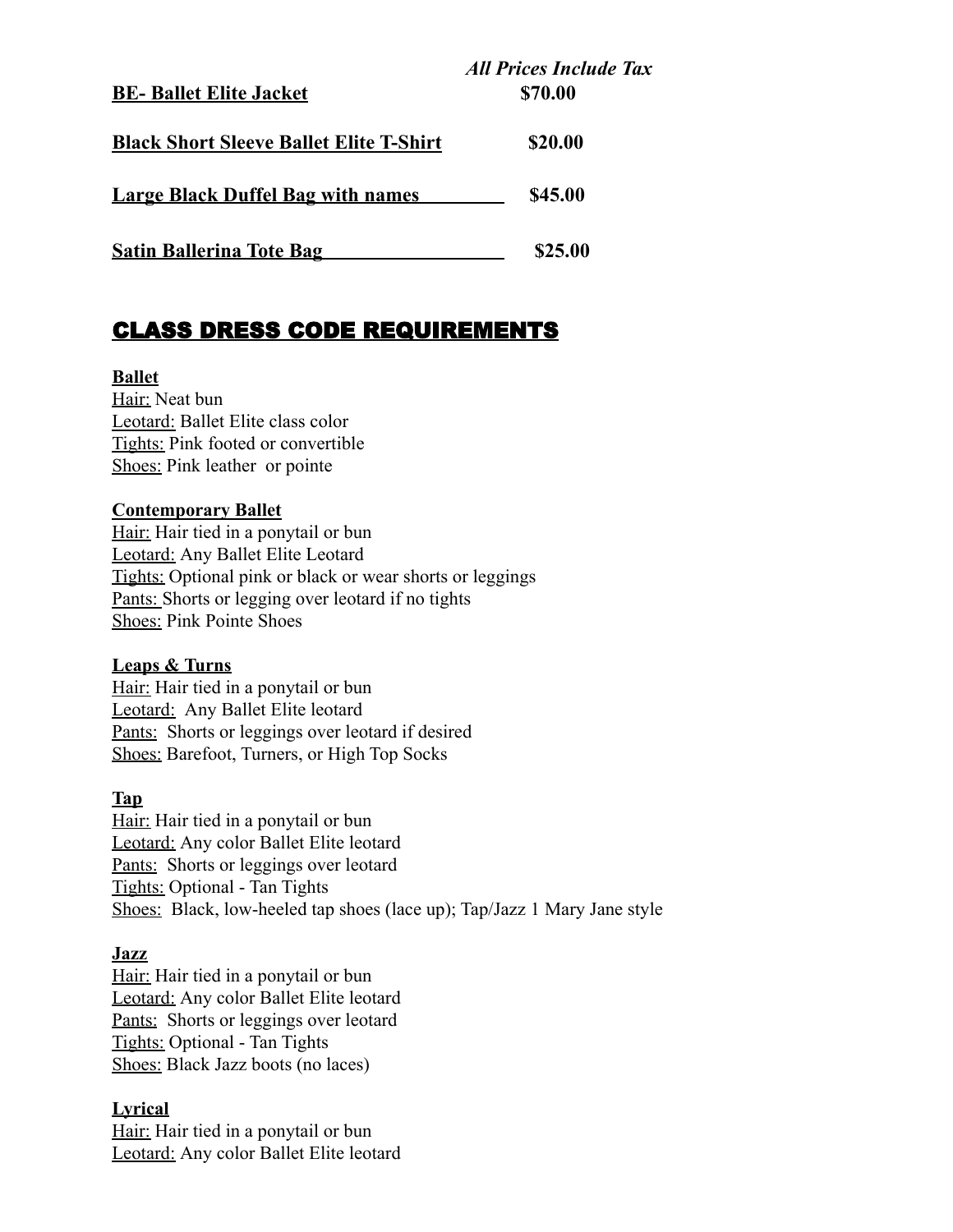*All Prices Include Tax*

| Item | Price |
|---|---|
| **BE- Ballet Elite Jacket** | **$70.00** |
| **Black Short Sleeve Ballet Elite T-Shirt** | **$20.00** |
| **Large Black Duffel Bag with names** | **$45.00** |
| **Satin Ballerina Tote Bag** | **$25.00** |

## CLASS DRESS CODE REQUIREMENTS

**Ballet**
Hair: Neat bun
Leotard: Ballet Elite class color
Tights: Pink footed or convertible
Shoes: Pink leather or pointe

**Contemporary Ballet**
Hair: Hair tied in a ponytail or bun
Leotard: Any Ballet Elite Leotard
Tights: Optional pink or black or wear shorts or leggings
Pants: Shorts or legging over leotard if no tights
Shoes: Pink Pointe Shoes

**Leaps & Turns**
Hair: Hair tied in a ponytail or bun
Leotard: Any Ballet Elite leotard
Pants: Shorts or leggings over leotard if desired
Shoes: Barefoot, Turners, or High Top Socks

**Tap**
Hair: Hair tied in a ponytail or bun
Leotard: Any color Ballet Elite leotard
Pants: Shorts or leggings over leotard
Tights: Optional - Tan Tights
Shoes: Black, low-heeled tap shoes (lace up); Tap/Jazz 1 Mary Jane style

**Jazz**
Hair: Hair tied in a ponytail or bun
Leotard: Any color Ballet Elite leotard
Pants: Shorts or leggings over leotard
Tights: Optional - Tan Tights
Shoes: Black Jazz boots (no laces)

**Lyrical**
Hair: Hair tied in a ponytail or bun
Leotard: Any color Ballet Elite leotard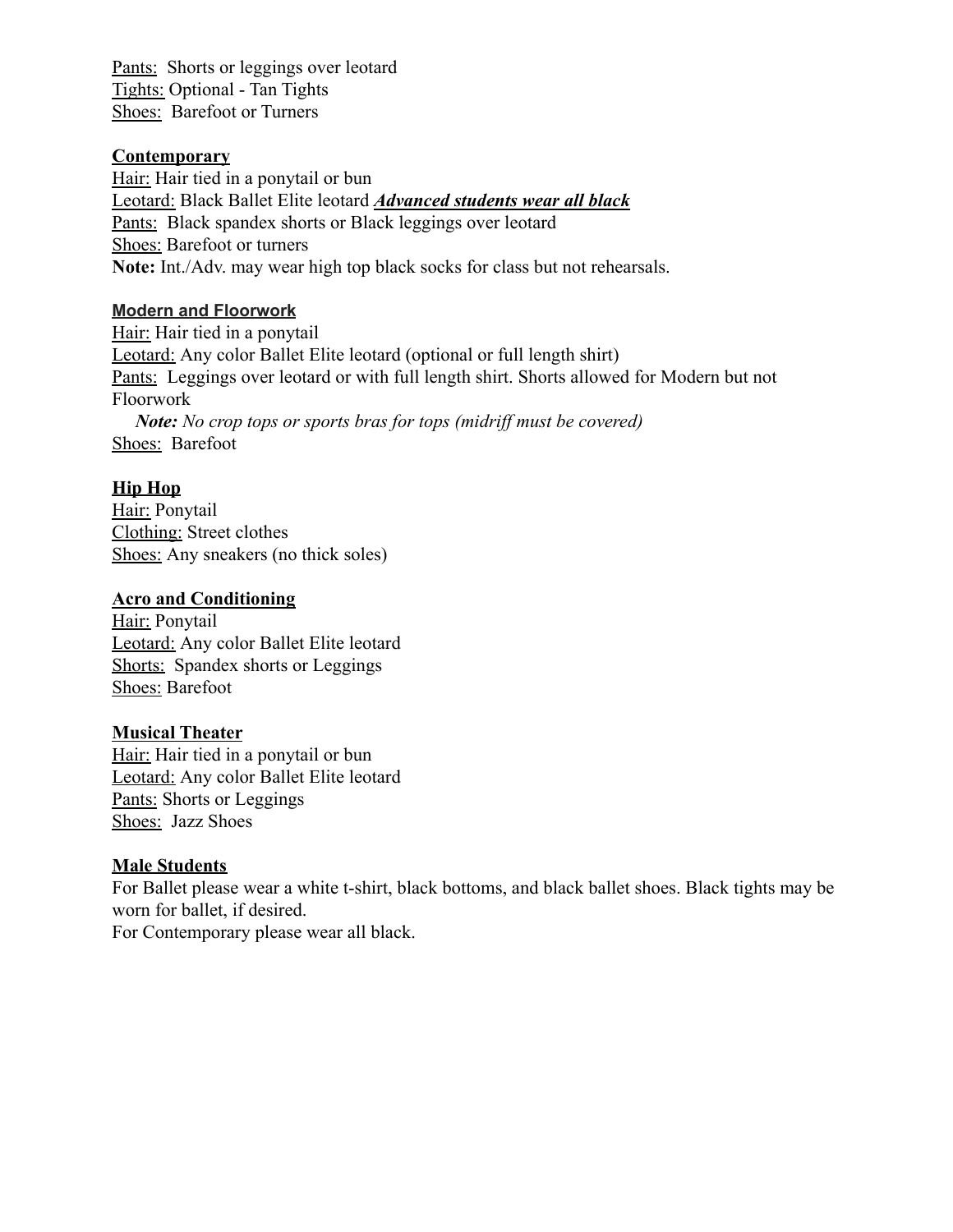Pants: Shorts or leggings over leotard
Tights: Optional - Tan Tights
Shoes: Barefoot or Turners

**Contemporary**
Hair: Hair tied in a ponytail or bun
Leotard: Black Ballet Elite leotard ***Advanced students wear all black***
Pants: Black spandex shorts or Black leggings over leotard
Shoes: Barefoot or turners
**Note:** Int./Adv. may wear high top black socks for class but not rehearsals.

**Modern and Floorwork**
Hair: Hair tied in a ponytail
Leotard: Any color Ballet Elite leotard (optional or full length shirt)
Pants: Leggings over leotard or with full length shirt. Shorts allowed for Modern but not Floorwork
*Note: No crop tops or sports bras for tops (midriff must be covered)*
Shoes: Barefoot

**Hip Hop**
Hair: Ponytail
Clothing: Street clothes
Shoes: Any sneakers (no thick soles)

**Acro and Conditioning**
Hair: Ponytail
Leotard: Any color Ballet Elite leotard
Shorts: Spandex shorts or Leggings
Shoes: Barefoot

**Musical Theater**
Hair: Hair tied in a ponytail or bun
Leotard: Any color Ballet Elite leotard
Pants: Shorts or Leggings
Shoes: Jazz Shoes

**Male Students**
For Ballet please wear a white t-shirt, black bottoms, and black ballet shoes. Black tights may be worn for ballet, if desired.
For Contemporary please wear all black.